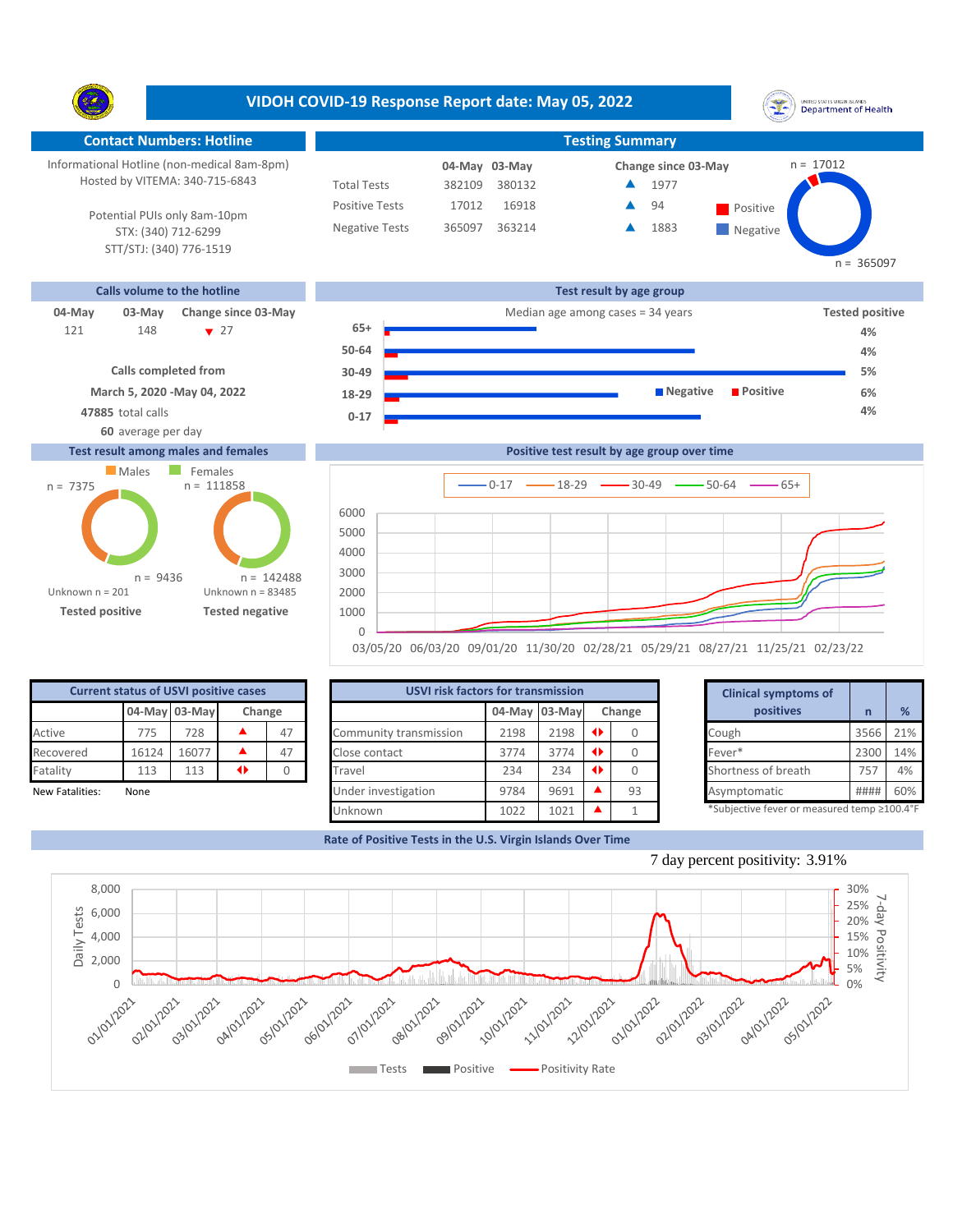# VIDOH COVID-19 Response Report date: May 05, 2022

## Contact Numbers: Hotline

Informational Hotline (non-medical 8am-8pm)
Hosted by VITEMA: 340-715-6843

Potential PUIs only 8am-10pm
STX: (340) 712-6299
STT/STJ: (340) 776-1519

## Testing Summary

| | 04-May | 03-May | Change since 03-May |
|---|---|---|---|
| Total Tests | 382109 | 380132 | ▲ 1977 |
| Positive Tests | 17012 | 16918 | ▲ 94 |
| Negative Tests | 365097 | 363214 | ▲ 1883 |

Positive n = 17012; Negative n = 365097

## Calls volume to the hotline

| 04-May | 03-May | Change since 03-May |
|---|---|---|
| 121 | 148 | ▼ 27 |

**Calls completed from**
**March 5, 2020 -May 04, 2022**
**47885** total calls
**60** average per day

## Test result by age group

Median age among cases = 34 years

| Age group | Tested positive |
|---|---|
| 65+ | 4% |
| 50-64 | 4% |
| 30-49 | 5% |
| 18-29 | 6% |
| 0-17 | 4% |

## Test result among males and females

| | Males | Females |
|---|---|---|
| Tested positive | n = 7375 | n = 9436 |
| Tested negative | n = 111858 | n = 142488 |

Unknown n = 201 (tested positive); Unknown n = 83485 (tested negative)

## Positive test result by age group over time

## Current status of USVI positive cases

| | 04-May | 03-May | Change | |
|---|---|---|---|---|
| Active | 775 | 728 | ▲ | 47 |
| Recovered | 16124 | 16077 | ▲ | 47 |
| Fatality | 113 | 113 | ◆ | 0 |

New Fatalities: None

## USVI risk factors for transmission

| | 04-May | 03-May | Change | |
|---|---|---|---|---|
| Community transmission | 2198 | 2198 | ◆ | 0 |
| Close contact | 3774 | 3774 | ◆ | 0 |
| Travel | 234 | 234 | ◆ | 0 |
| Under investigation | 9784 | 9691 | ▲ | 93 |
| Unknown | 1022 | 1021 | ▲ | 1 |

## Clinical symptoms of positives

| | n | % |
|---|---|---|
| Cough | 3566 | 21% |
| Fever* | 2300 | 14% |
| Shortness of breath | 757 | 4% |
| Asymptomatic | #### | 60% |

*Subjective fever or measured temp ≥100.4°F

## Rate of Positive Tests in the U.S. Virgin Islands Over Time

7 day percent positivity: 3.91%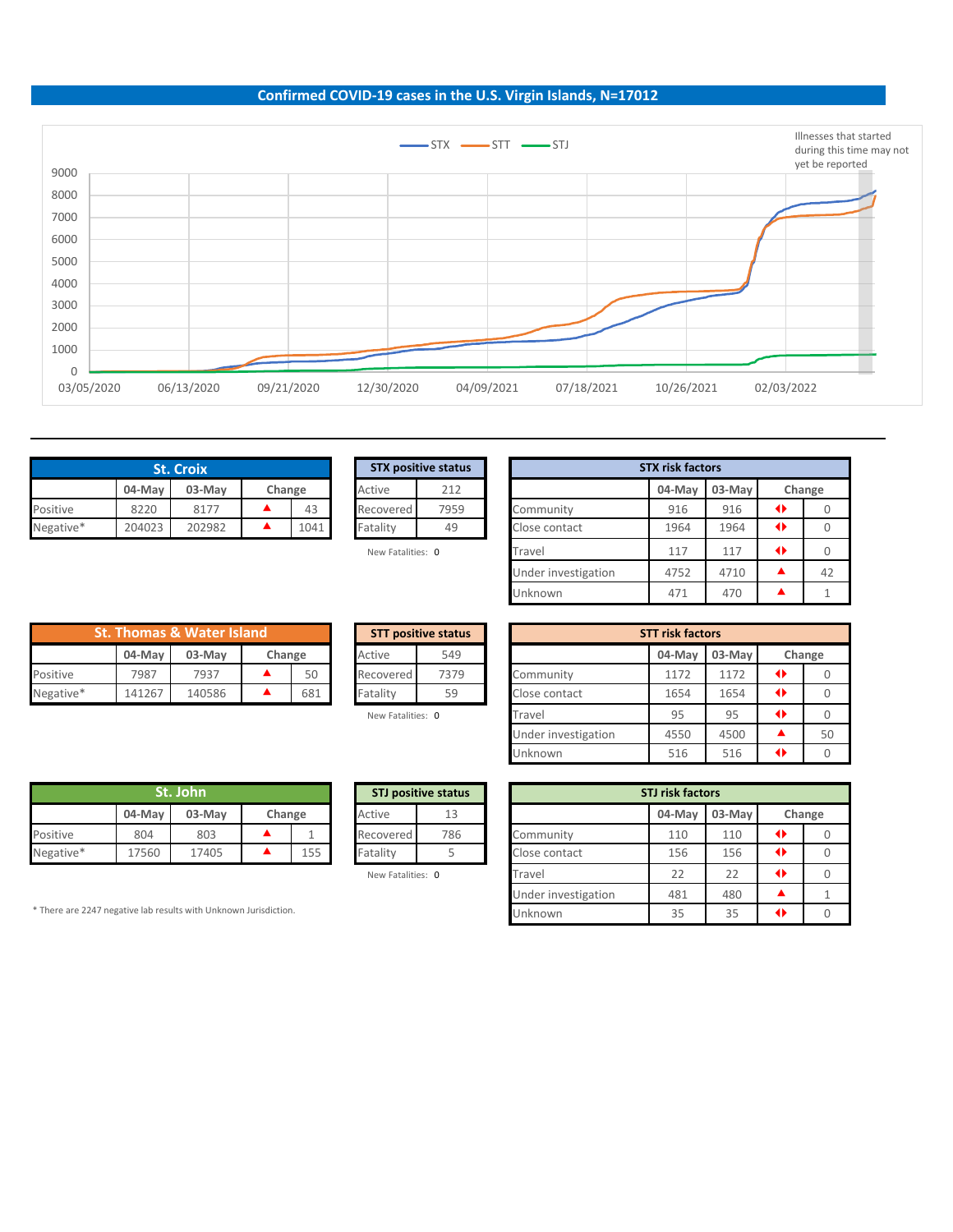## Confirmed COVID-19 cases in the U.S. Virgin Islands, N=17012

STX STT STJ

Illnesses that started during this time may not yet be reported

9000
8000
7000
6000
5000
4000
3000
2000
1000
0

03/05/2020 06/13/2020 09/21/2020 12/30/2020 04/09/2021 07/18/2021 10/26/2021 02/03/2022

| St. Croix | 04-May | 03-May | Change | |
|---|---|---|---|---|
| Positive | 8220 | 8177 | ▲ | 43 |
| Negative* | 204023 | 202982 | ▲ | 1041 |

| STX positive status | |
|---|---|
| Active | 212 |
| Recovered | 7959 |
| Fatality | 49 |

New Fatalities: 0

| STX risk factors | 04-May | 03-May | Change | |
|---|---|---|---|---|
| Community | 916 | 916 | ◆ | 0 |
| Close contact | 1964 | 1964 | ◆ | 0 |
| Travel | 117 | 117 | ◆ | 0 |
| Under investigation | 4752 | 4710 | ▲ | 42 |
| Unknown | 471 | 470 | ▲ | 1 |

| St. Thomas & Water Island | 04-May | 03-May | Change | |
|---|---|---|---|---|
| Positive | 7987 | 7937 | ▲ | 50 |
| Negative* | 141267 | 140586 | ▲ | 681 |

| STT positive status | |
|---|---|
| Active | 549 |
| Recovered | 7379 |
| Fatality | 59 |

New Fatalities: 0

| STT risk factors | 04-May | 03-May | Change | |
|---|---|---|---|---|
| Community | 1172 | 1172 | ◆ | 0 |
| Close contact | 1654 | 1654 | ◆ | 0 |
| Travel | 95 | 95 | ◆ | 0 |
| Under investigation | 4550 | 4500 | ▲ | 50 |
| Unknown | 516 | 516 | ◆ | 0 |

| St. John | 04-May | 03-May | Change | |
|---|---|---|---|---|
| Positive | 804 | 803 | ▲ | 1 |
| Negative* | 17560 | 17405 | ▲ | 155 |

| STJ positive status | |
|---|---|
| Active | 13 |
| Recovered | 786 |
| Fatality | 5 |

New Fatalities: 0

| STJ risk factors | 04-May | 03-May | Change | |
|---|---|---|---|---|
| Community | 110 | 110 | ◆ | 0 |
| Close contact | 156 | 156 | ◆ | 0 |
| Travel | 22 | 22 | ◆ | 0 |
| Under investigation | 481 | 480 | ▲ | 1 |
| Unknown | 35 | 35 | ◆ | 0 |

* There are 2247 negative lab results with Unknown Jurisdiction.